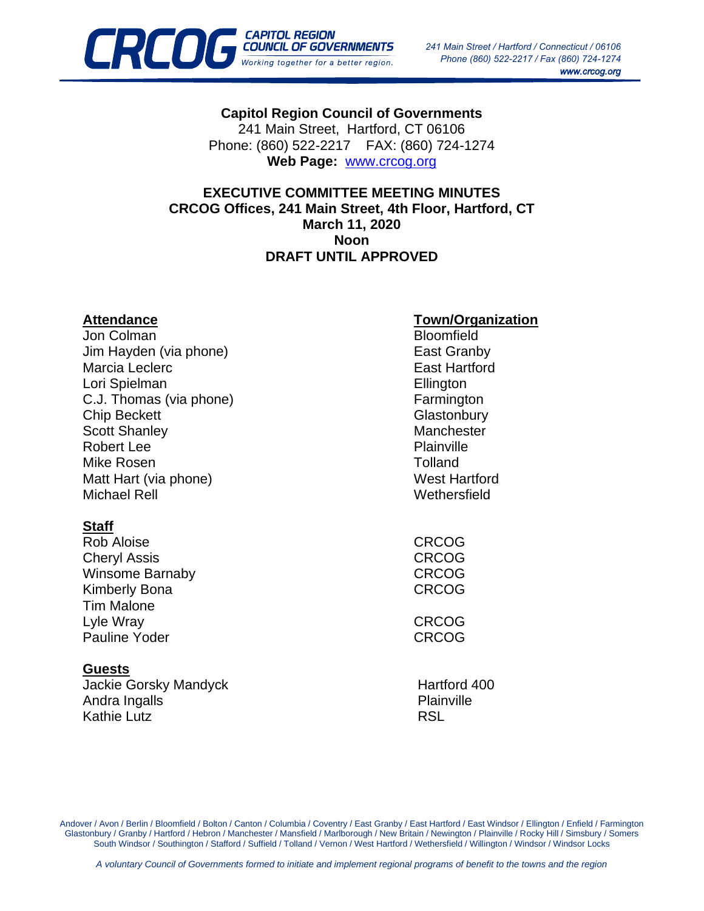# Capitol Region Council of Governments

241 Main Street, Hartford, CT 06106
Phone: (860) 522-2217 FAX: (860) 724-1274
**Web Page:** www.crcog.org

## EXECUTIVE COMMITTEE MEETING MINUTES
**CRCOG Offices, 241 Main Street, 4th Floor, Hartford, CT**
**March 11, 2020**
**Noon**
**DRAFT UNTIL APPROVED**

| Attendance | Town/Organization |
|---|---|
| Jon Colman | Bloomfield |
| Jim Hayden (via phone) | East Granby |
| Marcia Leclerc | East Hartford |
| Lori Spielman | Ellington |
| C.J. Thomas (via phone) | Farmington |
| Chip Beckett | Glastonbury |
| Scott Shanley | Manchester |
| Robert Lee | Plainville |
| Mike Rosen | Tolland |
| Matt Hart (via phone) | West Hartford |
| Michael Rell | Wethersfield |

| Staff | |
|---|---|
| Rob Aloise | CRCOG |
| Cheryl Assis | CRCOG |
| Winsome Barnaby | CRCOG |
| Kimberly Bona | CRCOG |
| Tim Malone | |
| Lyle Wray | CRCOG |
| Pauline Yoder | CRCOG |

| Guests | |
|---|---|
| Jackie Gorsky Mandyck | Hartford 400 |
| Andra Ingalls | Plainville |
| Kathie Lutz | RSL |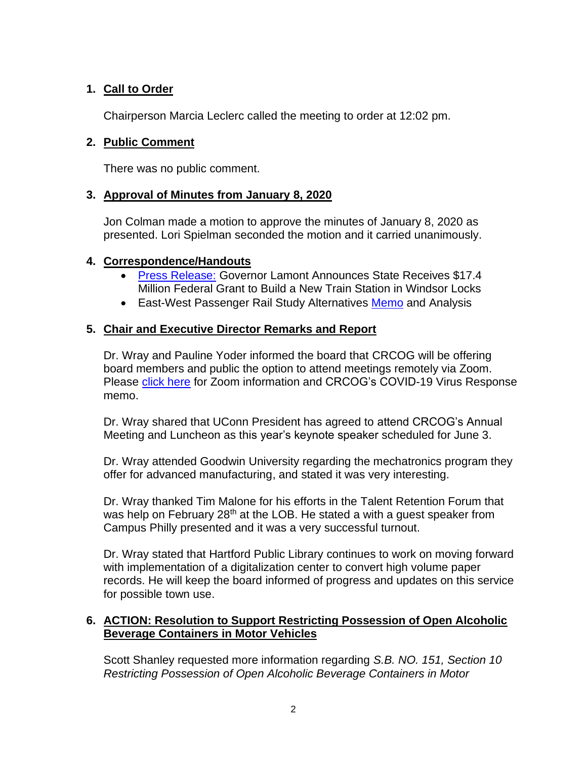1. **Call to Order**

   Chairperson Marcia Leclerc called the meeting to order at 12:02 pm.

2. **Public Comment**

   There was no public comment.

3. **Approval of Minutes from January 8, 2020**

   Jon Colman made a motion to approve the minutes of January 8, 2020 as presented. Lori Spielman seconded the motion and it carried unanimously.

4. **Correspondence/Handouts**
   - Press Release: Governor Lamont Announces State Receives $17.4 Million Federal Grant to Build a New Train Station in Windsor Locks
   - East-West Passenger Rail Study Alternatives Memo and Analysis

5. **Chair and Executive Director Remarks and Report**

   Dr. Wray and Pauline Yoder informed the board that CRCOG will be offering board members and public the option to attend meetings remotely via Zoom. Please click here for Zoom information and CRCOG's COVID-19 Virus Response memo.

   Dr. Wray shared that UConn President has agreed to attend CRCOG's Annual Meeting and Luncheon as this year's keynote speaker scheduled for June 3.

   Dr. Wray attended Goodwin University regarding the mechatronics program they offer for advanced manufacturing, and stated it was very interesting.

   Dr. Wray thanked Tim Malone for his efforts in the Talent Retention Forum that was help on February 28th at the LOB. He stated a with a guest speaker from Campus Philly presented and it was a very successful turnout.

   Dr. Wray stated that Hartford Public Library continues to work on moving forward with implementation of a digitalization center to convert high volume paper records. He will keep the board informed of progress and updates on this service for possible town use.

6. **ACTION: Resolution to Support Restricting Possession of Open Alcoholic Beverage Containers in Motor Vehicles**

   Scott Shanley requested more information regarding *S.B. NO. 151, Section 10 Restricting Possession of Open Alcoholic Beverage Containers in Motor*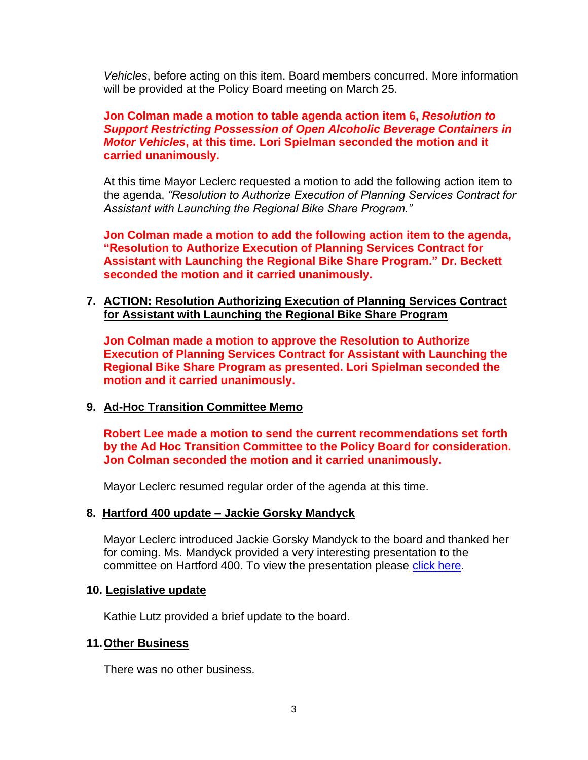*Vehicles*, before acting on this item. Board members concurred. More information will be provided at the Policy Board meeting on March 25.

**Jon Colman made a motion to table agenda action item 6, *Resolution to Support Restricting Possession of Open Alcoholic Beverage Containers in Motor Vehicles*, at this time. Lori Spielman seconded the motion and it carried unanimously.**

At this time Mayor Leclerc requested a motion to add the following action item to the agenda, *"Resolution to Authorize Execution of Planning Services Contract for Assistant with Launching the Regional Bike Share Program."*

**Jon Colman made a motion to add the following action item to the agenda, "Resolution to Authorize Execution of Planning Services Contract for Assistant with Launching the Regional Bike Share Program." Dr. Beckett seconded the motion and it carried unanimously.**

### 7. ACTION: Resolution Authorizing Execution of Planning Services Contract for Assistant with Launching the Regional Bike Share Program

**Jon Colman made a motion to approve the Resolution to Authorize Execution of Planning Services Contract for Assistant with Launching the Regional Bike Share Program as presented. Lori Spielman seconded the motion and it carried unanimously.**

### 9. Ad-Hoc Transition Committee Memo

**Robert Lee made a motion to send the current recommendations set forth by the Ad Hoc Transition Committee to the Policy Board for consideration. Jon Colman seconded the motion and it carried unanimously.**

Mayor Leclerc resumed regular order of the agenda at this time.

### 8. Hartford 400 update – Jackie Gorsky Mandyck

Mayor Leclerc introduced Jackie Gorsky Mandyck to the board and thanked her for coming. Ms. Mandyck provided a very interesting presentation to the committee on Hartford 400. To view the presentation please click here.

### 10. Legislative update

Kathie Lutz provided a brief update to the board.

### 11. Other Business

There was no other business.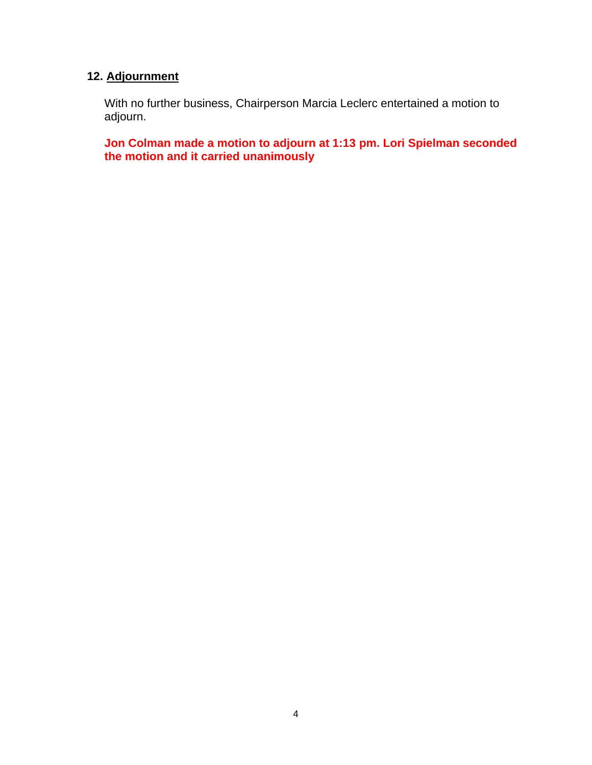## 12. Adjournment

With no further business, Chairperson Marcia Leclerc entertained a motion to adjourn.

**Jon Colman made a motion to adjourn at 1:13 pm. Lori Spielman seconded the motion and it carried unanimously**